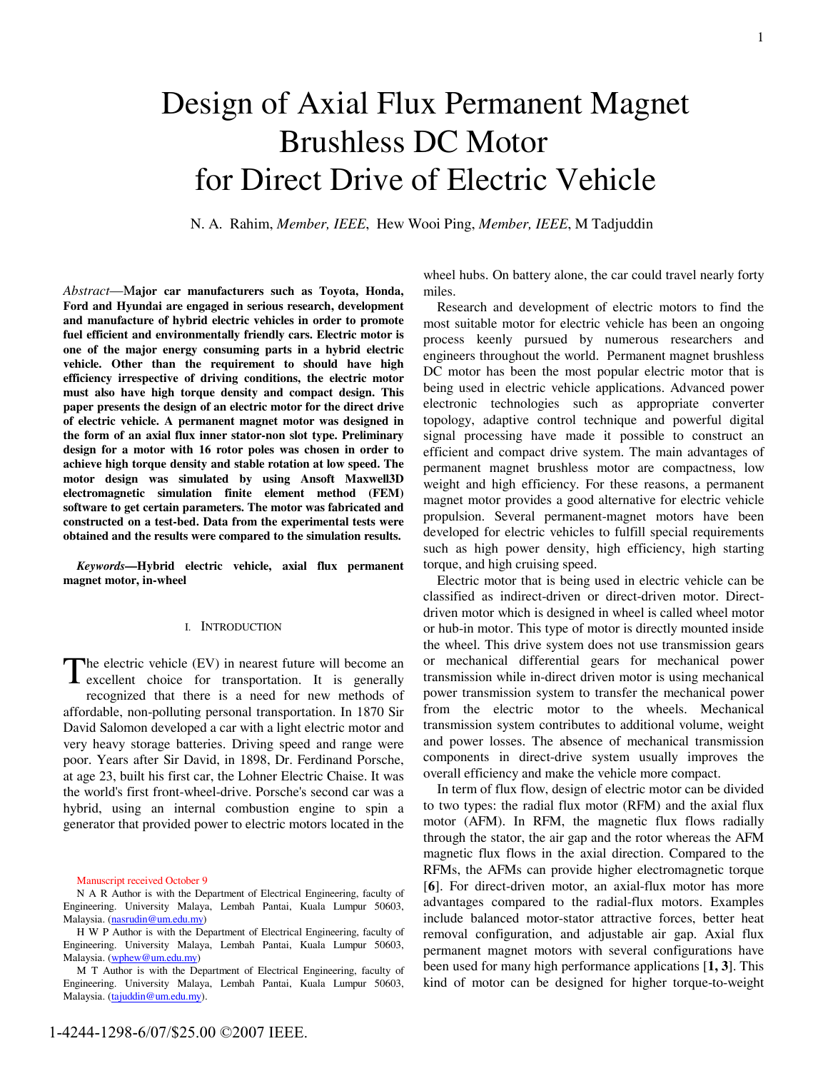# Design of Axial Flux Permanent Magnet Brushless DC Motor for Direct Drive of Electric Vehicle

N. A. Rahim, *Member, IEEE*, Hew Wooi Ping, *Member, IEEE*, M Tadjuddin

*Abstract*—**Major car manufacturers such as Toyota, Honda, Ford and Hyundai are engaged in serious research, development and manufacture of hybrid electric vehicles in order to promote fuel efficient and environmentally friendly cars. Electric motor is one of the major energy consuming parts in a hybrid electric vehicle. Other than the requirement to should have high efficiency irrespective of driving conditions, the electric motor must also have high torque density and compact design. This paper presents the design of an electric motor for the direct drive of electric vehicle. A permanent magnet motor was designed in the form of an axial flux inner stator-non slot type. Preliminary design for a motor with 16 rotor poles was chosen in order to achieve high torque density and stable rotation at low speed. The motor design was simulated by using Ansoft Maxwell3D electromagnetic simulation finite element method (FEM) software to get certain parameters. The motor was fabricated and constructed on a test-bed. Data from the experimental tests were obtained and the results were compared to the simulation results.**

***Keywords*—Hybrid electric vehicle, axial flux permanent magnet motor, in-wheel**

## I. Introduction

The electric vehicle (EV) in nearest future will become an excellent choice for transportation. It is generally recognized that there is a need for new methods of affordable, non-polluting personal transportation. In 1870 Sir David Salomon developed a car with a light electric motor and very heavy storage batteries. Driving speed and range were poor. Years after Sir David, in 1898, Dr. Ferdinand Porsche, at age 23, built his first car, the Lohner Electric Chaise. It was the world's first front-wheel-drive. Porsche's second car was a hybrid, using an internal combustion engine to spin a generator that provided power to electric motors located in the wheel hubs. On battery alone, the car could travel nearly forty miles.

Research and development of electric motors to find the most suitable motor for electric vehicle has been an ongoing process keenly pursued by numerous researchers and engineers throughout the world. Permanent magnet brushless DC motor has been the most popular electric motor that is being used in electric vehicle applications. Advanced power electronic technologies such as appropriate converter topology, adaptive control technique and powerful digital signal processing have made it possible to construct an efficient and compact drive system. The main advantages of permanent magnet brushless motor are compactness, low weight and high efficiency. For these reasons, a permanent magnet motor provides a good alternative for electric vehicle propulsion. Several permanent-magnet motors have been developed for electric vehicles to fulfill special requirements such as high power density, high efficiency, high starting torque, and high cruising speed.

Electric motor that is being used in electric vehicle can be classified as indirect-driven or direct-driven motor. Direct-driven motor which is designed in wheel is called wheel motor or hub-in motor. This type of motor is directly mounted inside the wheel. This drive system does not use transmission gears or mechanical differential gears for mechanical power transmission while in-direct driven motor is using mechanical power transmission system to transfer the mechanical power from the electric motor to the wheels. Mechanical transmission system contributes to additional volume, weight and power losses. The absence of mechanical transmission components in direct-drive system usually improves the overall efficiency and make the vehicle more compact.

In term of flux flow, design of electric motor can be divided to two types: the radial flux motor (RFM) and the axial flux motor (AFM). In RFM, the magnetic flux flows radially through the stator, the air gap and the rotor whereas the AFM magnetic flux flows in the axial direction. Compared to the RFMs, the AFMs can provide higher electromagnetic torque [**6**]. For direct-driven motor, an axial-flux motor has more advantages compared to the radial-flux motors. Examples include balanced motor-stator attractive forces, better heat removal configuration, and adjustable air gap. Axial flux permanent magnet motors with several configurations have been used for many high performance applications [**1, 3**]. This kind of motor can be designed for higher torque-to-weight

Manuscript received October 9

N A R Author is with the Department of Electrical Engineering, faculty of Engineering. University Malaya, Lembah Pantai, Kuala Lumpur 50603, Malaysia. (nasrudin@um.edu.my)

H W P Author is with the Department of Electrical Engineering, faculty of Engineering. University Malaya, Lembah Pantai, Kuala Lumpur 50603, Malaysia. (wphew@um.edu.my)

M T Author is with the Department of Electrical Engineering, faculty of Engineering. University Malaya, Lembah Pantai, Kuala Lumpur 50603, Malaysia. (tajuddin@um.edu.my).

1-4244-1298-6/07/$25.00 ©2007 IEEE.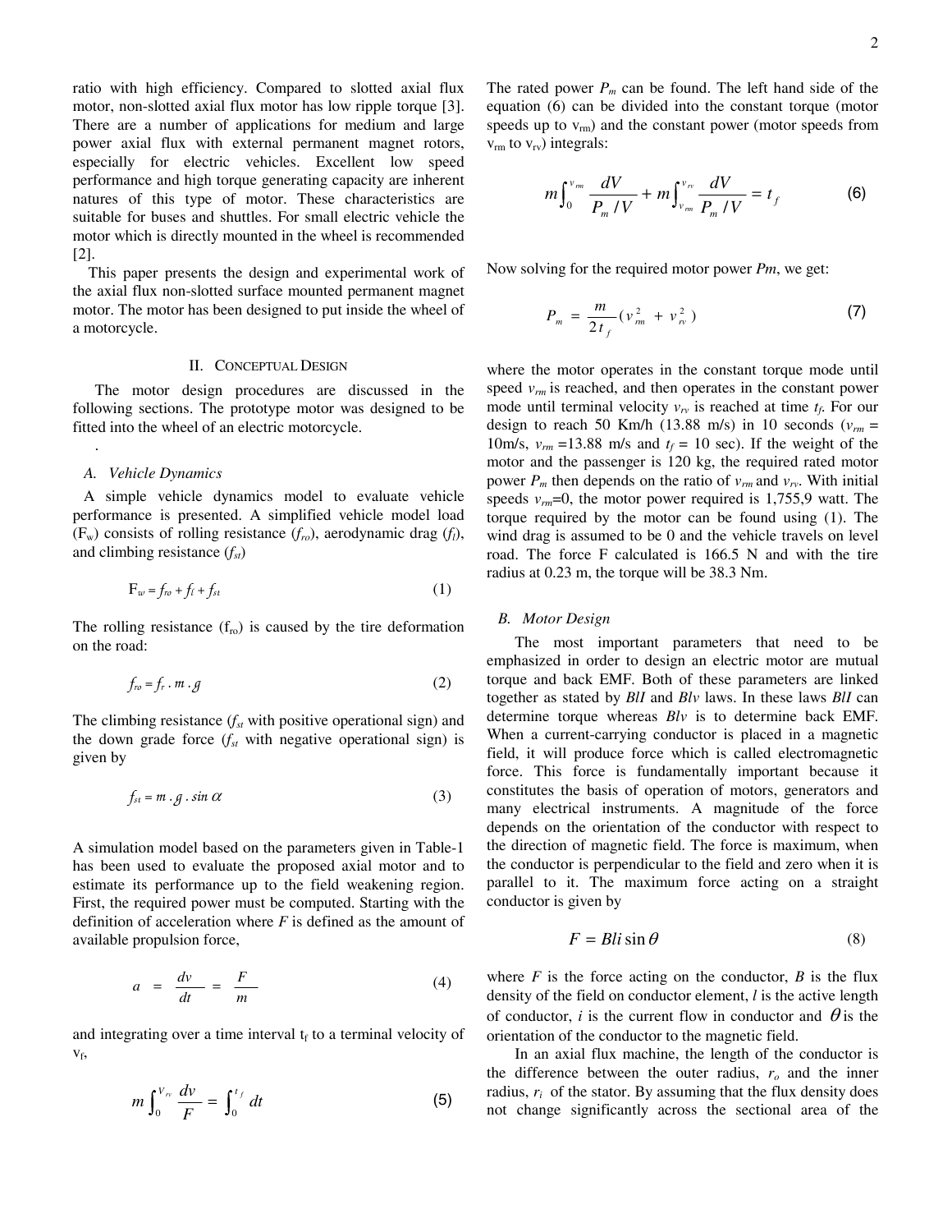ratio with high efficiency. Compared to slotted axial flux motor, non-slotted axial flux motor has low ripple torque [3]. There are a number of applications for medium and large power axial flux with external permanent magnet rotors, especially for electric vehicles. Excellent low speed performance and high torque generating capacity are inherent natures of this type of motor. These characteristics are suitable for buses and shuttles. For small electric vehicle the motor which is directly mounted in the wheel is recommended [2].

This paper presents the design and experimental work of the axial flux non-slotted surface mounted permanent magnet motor. The motor has been designed to put inside the wheel of a motorcycle.

## II. Conceptual Design

The motor design procedures are discussed in the following sections. The prototype motor was designed to be fitted into the wheel of an electric motorcycle.

### A. Vehicle Dynamics

A simple vehicle dynamics model to evaluate vehicle performance is presented. A simplified vehicle model load ($F_w$) consists of rolling resistance ($f_{ro}$), aerodynamic drag ($f_l$), and climbing resistance ($f_{st}$)

$$F_w = f_{ro} + f_l + f_{st} \tag{1}$$

The rolling resistance ($f_{ro}$) is caused by the tire deformation on the road:

$$f_{ro} = f_r \cdot m \cdot g \tag{2}$$

The climbing resistance ($f_{st}$ with positive operational sign) and the down grade force ($f_{st}$ with negative operational sign) is given by

$$f_{st} = m \cdot g \cdot \sin\alpha \tag{3}$$

A simulation model based on the parameters given in Table-1 has been used to evaluate the proposed axial motor and to estimate its performance up to the field weakening region. First, the required power must be computed. Starting with the definition of acceleration where $F$ is defined as the amount of available propulsion force,

$$a = \frac{dv}{dt} = \frac{F}{m} \tag{4}$$

and integrating over a time interval $t_f$ to a terminal velocity of $v_f$,

$$m \int_0^{V_{rv}} \frac{dv}{F} = \int_0^{t_f} dt \tag{5}$$

The rated power $P_m$ can be found. The left hand side of the equation (6) can be divided into the constant torque (motor speeds up to $v_{rm}$) and the constant power (motor speeds from $v_{rm}$ to $v_{rv}$) integrals:

$$m \int_0^{v_{rm}} \frac{dV}{P_m / V} + m \int_{v_{rm}}^{v_{rv}} \frac{dV}{P_m / V} = t_f \tag{6}$$

Now solving for the required motor power $Pm$, we get:

$$P_m = \frac{m}{2t_f}(v_{rm}^2 + v_{rv}^2) \tag{7}$$

where the motor operates in the constant torque mode until speed $v_{rm}$ is reached, and then operates in the constant power mode until terminal velocity $v_{rv}$ is reached at time $t_f$. For our design to reach 50 Km/h (13.88 m/s) in 10 seconds ($v_{rm}$ = 10m/s, $v_{rm}$ =13.88 m/s and $t_f$ = 10 sec). If the weight of the motor and the passenger is 120 kg, the required rated motor power $P_m$ then depends on the ratio of $v_{rm}$ and $v_{rv}$. With initial speeds $v_{rm}$=0, the motor power required is 1,755,9 watt. The torque required by the motor can be found using (1). The wind drag is assumed to be 0 and the vehicle travels on level road. The force F calculated is 166.5 N and with the tire radius at 0.23 m, the torque will be 38.3 Nm.

### B. Motor Design

The most important parameters that need to be emphasized in order to design an electric motor are mutual torque and back EMF. Both of these parameters are linked together as stated by *BlI* and *Blv* laws. In these laws *BlI* can determine torque whereas *Blv* is to determine back EMF. When a current-carrying conductor is placed in a magnetic field, it will produce force which is called electromagnetic force. This force is fundamentally important because it constitutes the basis of operation of motors, generators and many electrical instruments. A magnitude of the force depends on the orientation of the conductor with respect to the direction of magnetic field. The force is maximum, when the conductor is perpendicular to the field and zero when it is parallel to it. The maximum force acting on a straight conductor is given by

$$F = Bli \sin\theta \tag{8}$$

where $F$ is the force acting on the conductor, $B$ is the flux density of the field on conductor element, $l$ is the active length of conductor, $i$ is the current flow in conductor and $\theta$ is the orientation of the conductor to the magnetic field.

In an axial flux machine, the length of the conductor is the difference between the outer radius, $r_o$ and the inner radius, $r_i$ of the stator. By assuming that the flux density does not change significantly across the sectional area of the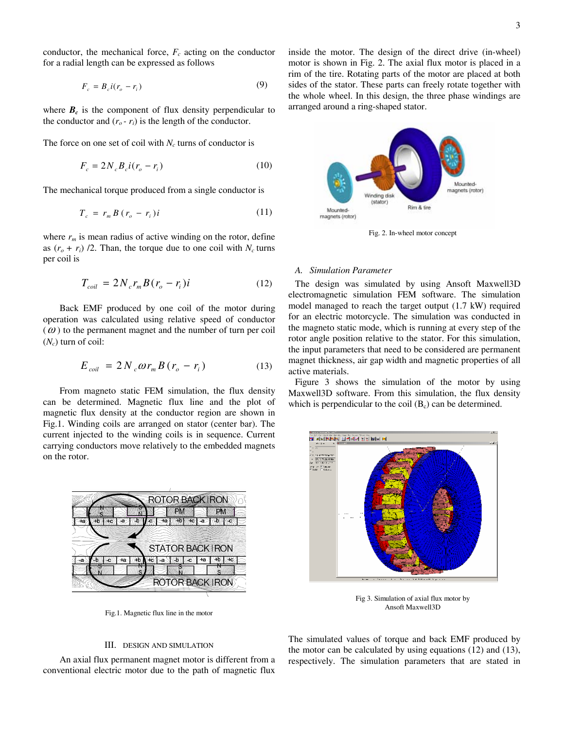conductor, the mechanical force, $F_c$ acting on the conductor for a radial length can be expressed as follows

$$F_c = B_c i(r_o - r_i) \tag{9}$$

where $\boldsymbol{B_c}$ is the component of flux density perpendicular to the conductor and $(r_o - r_i)$ is the length of the conductor.

The force on one set of coil with $N_c$ turns of conductor is

$$F_c = 2N_c B_c i(r_o - r_i) \tag{10}$$

The mechanical torque produced from a single conductor is

$$T_c = r_m B(r_o - r_i)i \tag{11}$$

where $r_m$ is mean radius of active winding on the rotor, define as $(r_o + r_i)/2$. Than, the torque due to one coil with $N_c$ turns per coil is

$$T_{coil} = 2N_c r_m B(r_o - r_i)i \tag{12}$$

Back EMF produced by one coil of the motor during operation was calculated using relative speed of conductor ($\omega$) to the permanent magnet and the number of turn per coil ($N_c$) turn of coil:

$$E_{coil} = 2N_c \omega r_m B(r_o - r_i) \tag{13}$$

From magneto static FEM simulation, the flux density can be determined. Magnetic flux line and the plot of magnetic flux density at the conductor region are shown in Fig.1. Winding coils are arranged on stator (center bar). The current injected to the winding coils is in sequence. Current carrying conductors move relatively to the embedded magnets on the rotor.

Fig.1. Magnetic flux line in the motor

## III. DESIGN AND SIMULATION

An axial flux permanent magnet motor is different from a conventional electric motor due to the path of magnetic flux inside the motor. The design of the direct drive (in-wheel) motor is shown in Fig. 2. The axial flux motor is placed in a rim of the tire. Rotating parts of the motor are placed at both sides of the stator. These parts can freely rotate together with the whole wheel. In this design, the three phase windings are arranged around a ring-shaped stator.

Fig. 2. In-wheel motor concept

### A. Simulation Parameter

The design was simulated by using Ansoft Maxwell3D electromagnetic simulation FEM software. The simulation model managed to reach the target output (1.7 kW) required for an electric motorcycle. The simulation was conducted in the magneto static mode, which is running at every step of the rotor angle position relative to the stator. For this simulation, the input parameters that need to be considered are permanent magnet thickness, air gap width and magnetic properties of all active materials.

Figure 3 shows the simulation of the motor by using Maxwell3D software. From this simulation, the flux density which is perpendicular to the coil ($B_c$) can be determined.

Fig 3. Simulation of axial flux motor by Ansoft Maxwell3D

The simulated values of torque and back EMF produced by the motor can be calculated by using equations (12) and (13), respectively. The simulation parameters that are stated in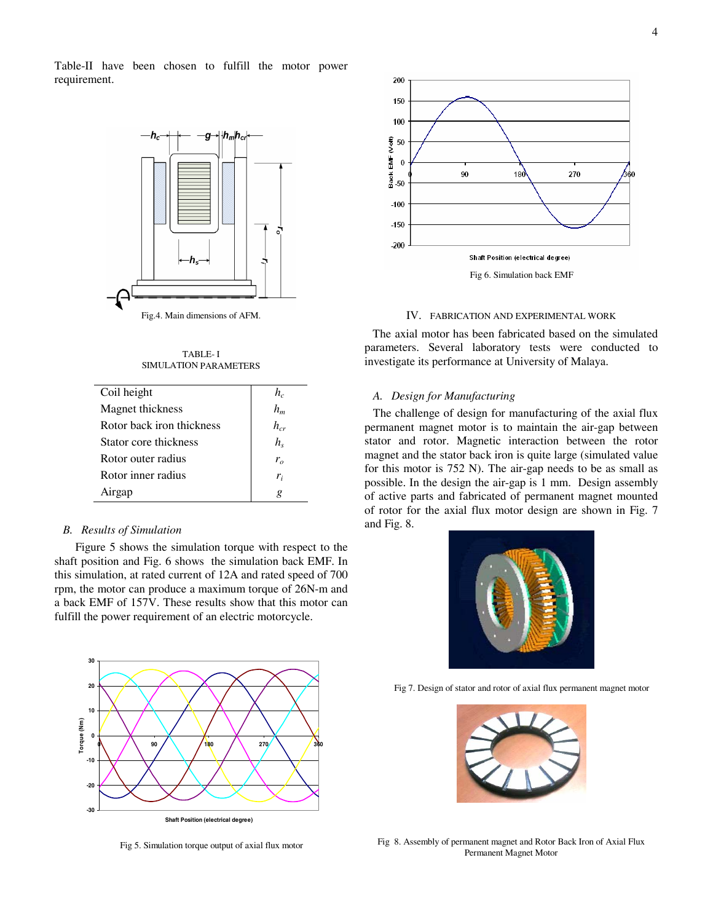Table-II have been chosen to fulfill the motor power requirement.

Fig.4. Main dimensions of AFM.

TABLE- I
SIMULATION PARAMETERS

| | |
|---|---|
| Coil height | $h_c$ |
| Magnet thickness | $h_m$ |
| Rotor back iron thickness | $h_{cr}$ |
| Stator core thickness | $h_s$ |
| Rotor outer radius | $r_o$ |
| Rotor inner radius | $r_i$ |
| Airgap | $g$ |

### *B. Results of Simulation*

Figure 5 shows the simulation torque with respect to the shaft position and Fig. 6 shows the simulation back EMF. In this simulation, at rated current of 12A and rated speed of 700 rpm, the motor can produce a maximum torque of 26N-m and a back EMF of 157V. These results show that this motor can fulfill the power requirement of an electric motorcycle.

Fig 5. Simulation torque output of axial flux motor

Fig 6. Simulation back EMF

## IV. Fabrication and Experimental Work

The axial motor has been fabricated based on the simulated parameters. Several laboratory tests were conducted to investigate its performance at University of Malaya.

### *A. Design for Manufacturing*

The challenge of design for manufacturing of the axial flux permanent magnet motor is to maintain the air-gap between stator and rotor. Magnetic interaction between the rotor magnet and the stator back iron is quite large (simulated value for this motor is 752 N). The air-gap needs to be as small as possible. In the design the air-gap is 1 mm. Design assembly of active parts and fabricated of permanent magnet mounted of rotor for the axial flux motor design are shown in Fig. 7 and Fig. 8.

Fig 7. Design of stator and rotor of axial flux permanent magnet motor

Fig 8. Assembly of permanent magnet and Rotor Back Iron of Axial Flux Permanent Magnet Motor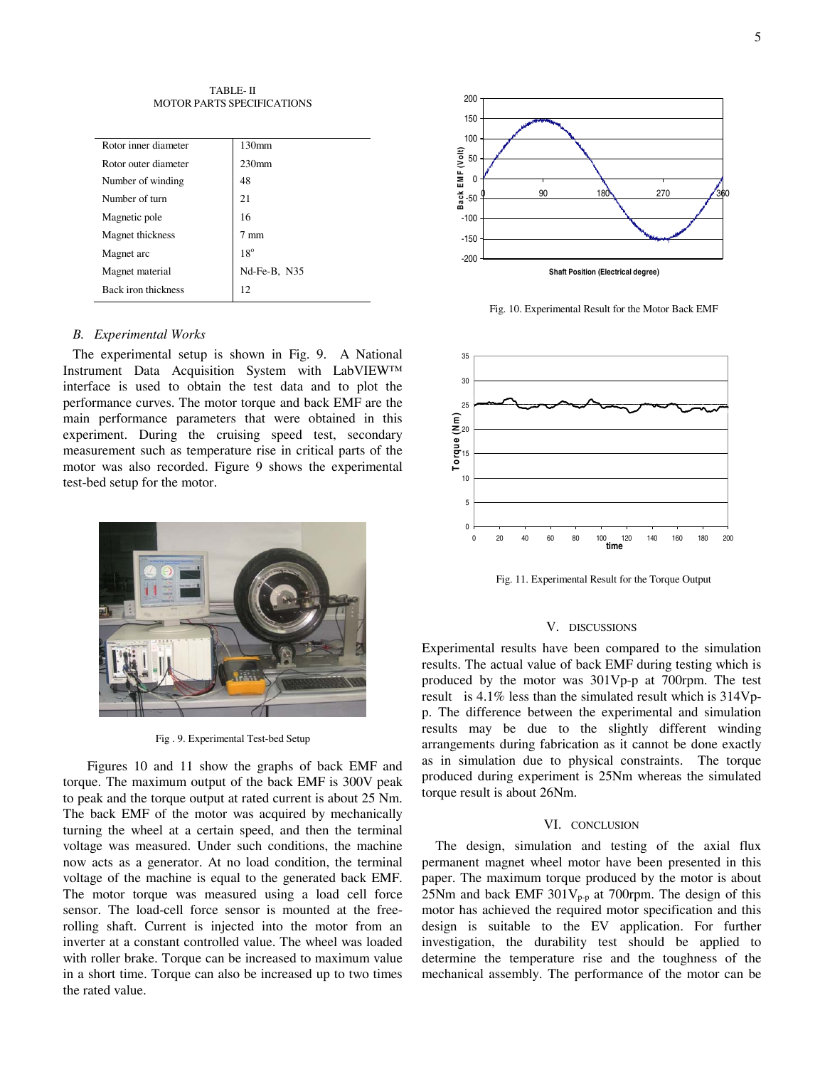TABLE- II
MOTOR PARTS SPECIFICATIONS

| | |
|---|---|
| Rotor inner diameter | 130mm |
| Rotor outer diameter | 230mm |
| Number of winding | 48 |
| Number of turn | 21 |
| Magnetic pole | 16 |
| Magnet thickness | 7 mm |
| Magnet arc | 18° |
| Magnet material | Nd-Fe-B, N35 |
| Back iron thickness | 12 |

### *B. Experimental Works*

The experimental setup is shown in Fig. 9. A National Instrument Data Acquisition System with LabVIEW™ interface is used to obtain the test data and to plot the performance curves. The motor torque and back EMF are the main performance parameters that were obtained in this experiment. During the cruising speed test, secondary measurement such as temperature rise in critical parts of the motor was also recorded. Figure 9 shows the experimental test-bed setup for the motor.

Fig . 9. Experimental Test-bed Setup

Figures 10 and 11 show the graphs of back EMF and torque. The maximum output of the back EMF is 300V peak to peak and the torque output at rated current is about 25 Nm. The back EMF of the motor was acquired by mechanically turning the wheel at a certain speed, and then the terminal voltage was measured. Under such conditions, the machine now acts as a generator. At no load condition, the terminal voltage of the machine is equal to the generated back EMF. The motor torque was measured using a load cell force sensor. The load-cell force sensor is mounted at the free-rolling shaft. Current is injected into the motor from an inverter at a constant controlled value. The wheel was loaded with roller brake. Torque can be increased to maximum value in a short time. Torque can also be increased up to two times the rated value.

Fig. 10. Experimental Result for the Motor Back EMF

Fig. 11. Experimental Result for the Torque Output

## V. DISCUSSIONS

Experimental results have been compared to the simulation results. The actual value of back EMF during testing which is produced by the motor was 301Vp-p at 700rpm. The test result is 4.1% less than the simulated result which is 314Vp-p. The difference between the experimental and simulation results may be due to the slightly different winding arrangements during fabrication as it cannot be done exactly as in simulation due to physical constraints. The torque produced during experiment is 25Nm whereas the simulated torque result is about 26Nm.

## VI. CONCLUSION

The design, simulation and testing of the axial flux permanent magnet wheel motor have been presented in this paper. The maximum torque produced by the motor is about 25Nm and back EMF 301$V_{p\text{-}p}$ at 700rpm. The design of this motor has achieved the required motor specification and this design is suitable to the EV application. For further investigation, the durability test should be applied to determine the temperature rise and the toughness of the mechanical assembly. The performance of the motor can be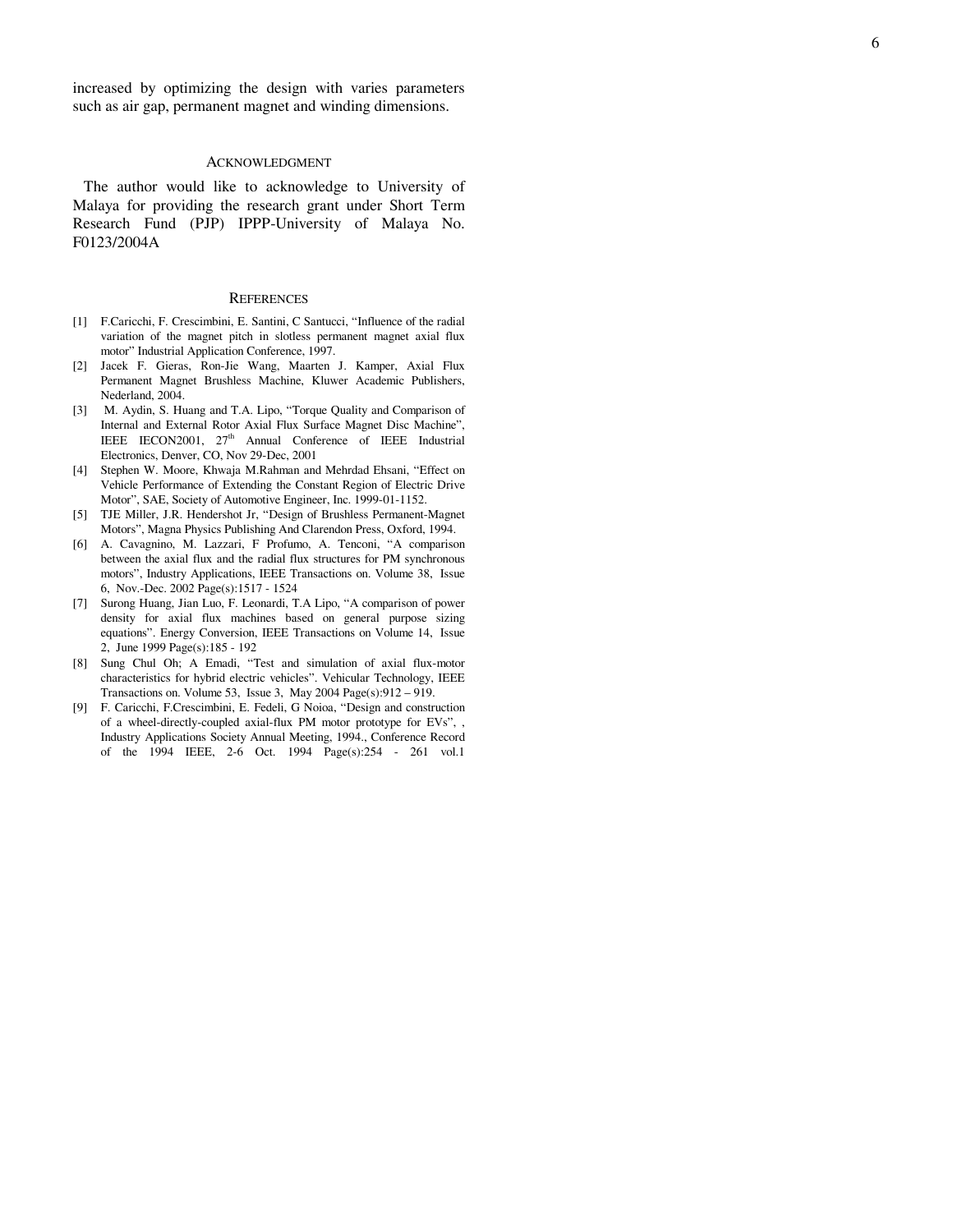increased by optimizing the design with varies parameters such as air gap, permanent magnet and winding dimensions.

## Acknowledgment

The author would like to acknowledge to University of Malaya for providing the research grant under Short Term Research Fund (PJP) IPPP-University of Malaya No. F0123/2004A

## References

[1] F.Caricchi, F. Crescimbini, E. Santini, C Santucci, "Influence of the radial variation of the magnet pitch in slotless permanent magnet axial flux motor" Industrial Application Conference, 1997.

[2] Jacek F. Gieras, Ron-Jie Wang, Maarten J. Kamper, Axial Flux Permanent Magnet Brushless Machine, Kluwer Academic Publishers, Nederland, 2004.

[3] M. Aydin, S. Huang and T.A. Lipo, "Torque Quality and Comparison of Internal and External Rotor Axial Flux Surface Magnet Disc Machine", IEEE IECON2001, 27th Annual Conference of IEEE Industrial Electronics, Denver, CO, Nov 29-Dec, 2001

[4] Stephen W. Moore, Khwaja M.Rahman and Mehrdad Ehsani, "Effect on Vehicle Performance of Extending the Constant Region of Electric Drive Motor", SAE, Society of Automotive Engineer, Inc. 1999-01-1152.

[5] TJE Miller, J.R. Hendershot Jr, "Design of Brushless Permanent-Magnet Motors", Magna Physics Publishing And Clarendon Press, Oxford, 1994.

[6] A. Cavagnino, M. Lazzari, F Profumo, A. Tenconi, "A comparison between the axial flux and the radial flux structures for PM synchronous motors", Industry Applications, IEEE Transactions on. Volume 38, Issue 6, Nov.-Dec. 2002 Page(s):1517 - 1524

[7] Surong Huang, Jian Luo, F. Leonardi, T.A Lipo, "A comparison of power density for axial flux machines based on general purpose sizing equations". Energy Conversion, IEEE Transactions on Volume 14, Issue 2, June 1999 Page(s):185 - 192

[8] Sung Chul Oh; A Emadi, "Test and simulation of axial flux-motor characteristics for hybrid electric vehicles". Vehicular Technology, IEEE Transactions on. Volume 53, Issue 3, May 2004 Page(s):912 – 919.

[9] F. Caricchi, F.Crescimbini, E. Fedeli, G Noioa, "Design and construction of a wheel-directly-coupled axial-flux PM motor prototype for EVs", , Industry Applications Society Annual Meeting, 1994., Conference Record of the 1994 IEEE, 2-6 Oct. 1994 Page(s):254 - 261 vol.1